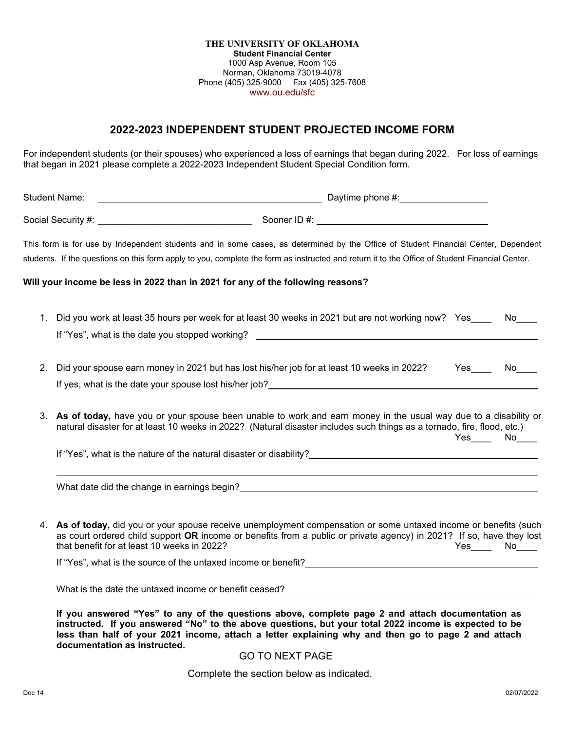**THE UNIVERSITY OF OKLAHOMA**
**Student Financial Center**
1000 Asp Avenue, Room 105
Norman, Oklahoma 73019-4078
Phone (405) 325-9000 Fax (405) 325-7608
www.ou.edu/sfc

## 2022-2023 INDEPENDENT STUDENT PROJECTED INCOME FORM

For independent students (or their spouses) who experienced a loss of earnings that began during 2022. For loss of earnings that began in 2021 please complete a 2022-2023 Independent Student Special Condition form.

Student Name: ______________________________ Daytime phone #: ______________

Social Security #: ______________________________ Sooner ID #: ______________________________

This form is for use by Independent students and in some cases, as determined by the Office of Student Financial Center, Dependent students. If the questions on this form apply to you, complete the form as instructed and return it to the Office of Student Financial Center.

**Will your income be less in 2022 than in 2021 for any of the following reasons?**

1. Did you work at least 35 hours per week for at least 30 weeks in 2021 but are not working now? Yes____ No____

   If "Yes", what is the date you stopped working? ______________________________

2. Did your spouse earn money in 2021 but has lost his/her job for at least 10 weeks in 2022? Yes____ No____

   If yes, what is the date your spouse lost his/her job? ______________________________

3. **As of today,** have you or your spouse been unable to work and earn money in the usual way due to a disability or natural disaster for at least 10 weeks in 2022? (Natural disaster includes such things as a tornado, fire, flood, etc.) Yes____ No____

   If "Yes", what is the nature of the natural disaster or disability? ______________________________

   ______________________________

   What date did the change in earnings begin? ______________________________

4. **As of today,** did you or your spouse receive unemployment compensation or some untaxed income or benefits (such as court ordered child support **OR** income or benefits from a public or private agency) in 2021? If so, have they lost that benefit for at least 10 weeks in 2022? Yes____ No____

   If "Yes", what is the source of the untaxed income or benefit? ______________________________

   What is the date the untaxed income or benefit ceased? ______________________________

**If you answered "Yes" to any of the questions above, complete page 2 and attach documentation as instructed. If you answered "No" to the above questions, but your total 2022 income is expected to be less than half of your 2021 income, attach a letter explaining why and then go to page 2 and attach documentation as instructed.**

GO TO NEXT PAGE

Complete the section below as indicated.

Doc 14 02/07/2022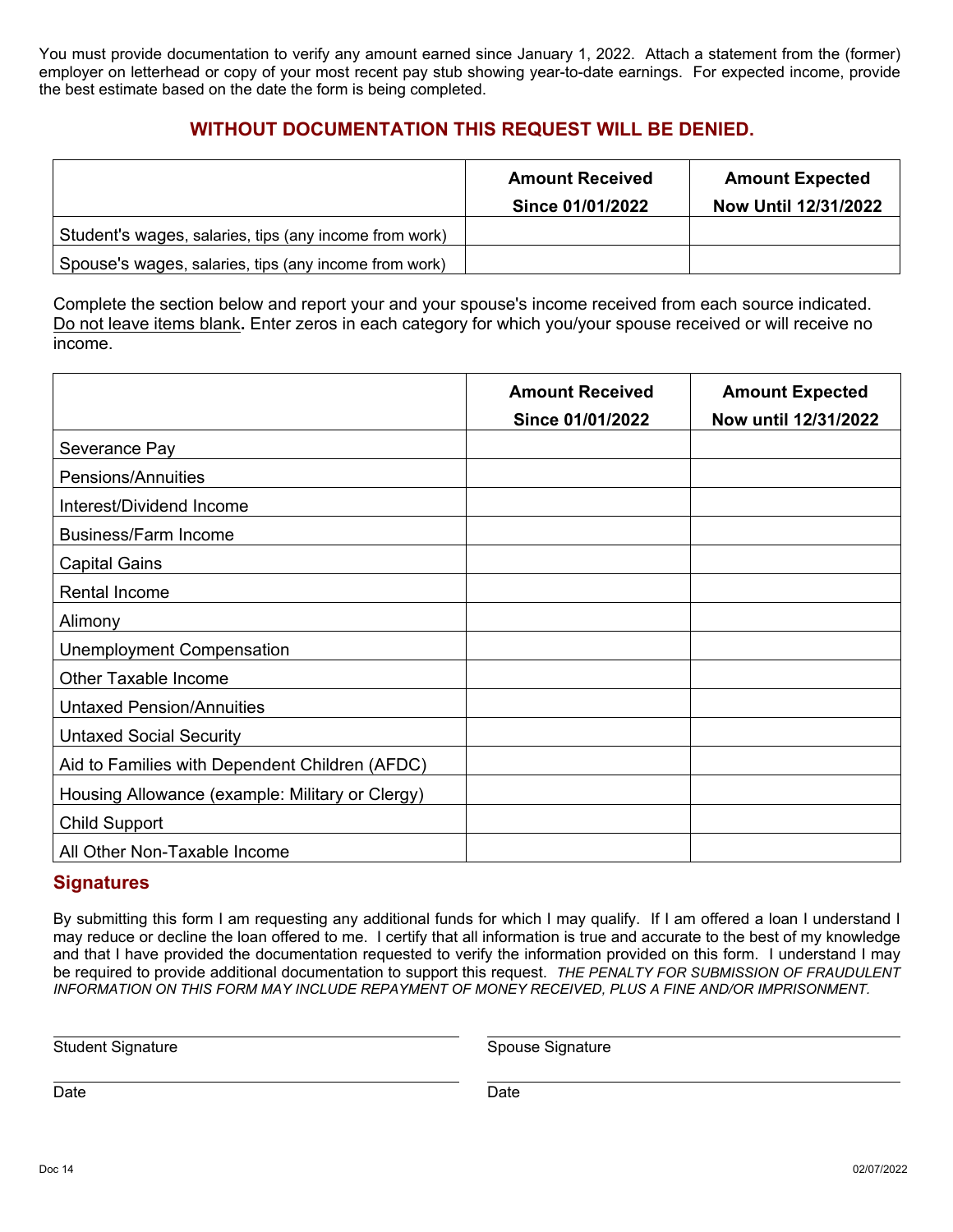You must provide documentation to verify any amount earned since January 1, 2022. Attach a statement from the (former) employer on letterhead or copy of your most recent pay stub showing year-to-date earnings. For expected income, provide the best estimate based on the date the form is being completed.

## WITHOUT DOCUMENTATION THIS REQUEST WILL BE DENIED.

| | Amount Received Since 01/01/2022 | Amount Expected Now Until 12/31/2022 |
|---|---|---|
| Student's wages, salaries, tips (any income from work) | | |
| Spouse's wages, salaries, tips (any income from work) | | |

Complete the section below and report your and your spouse's income received from each source indicated. Do not leave items blank**.** Enter zeros in each category for which you/your spouse received or will receive no income.

| | Amount Received Since 01/01/2022 | Amount Expected Now until 12/31/2022 |
|---|---|---|
| Severance Pay | | |
| Pensions/Annuities | | |
| Interest/Dividend Income | | |
| Business/Farm Income | | |
| Capital Gains | | |
| Rental Income | | |
| Alimony | | |
| Unemployment Compensation | | |
| Other Taxable Income | | |
| Untaxed Pension/Annuities | | |
| Untaxed Social Security | | |
| Aid to Families with Dependent Children (AFDC) | | |
| Housing Allowance (example: Military or Clergy) | | |
| Child Support | | |
| All Other Non-Taxable Income | | |

## Signatures

By submitting this form I am requesting any additional funds for which I may qualify. If I am offered a loan I understand I may reduce or decline the loan offered to me. I certify that all information is true and accurate to the best of my knowledge and that I have provided the documentation requested to verify the information provided on this form. I understand I may be required to provide additional documentation to support this request. *THE PENALTY FOR SUBMISSION OF FRAUDULENT INFORMATION ON THIS FORM MAY INCLUDE REPAYMENT OF MONEY RECEIVED, PLUS A FINE AND/OR IMPRISONMENT.*

Student Signature ______________________ Spouse Signature ______________________

Date ______________________ Date ______________________

Doc 14 02/07/2022